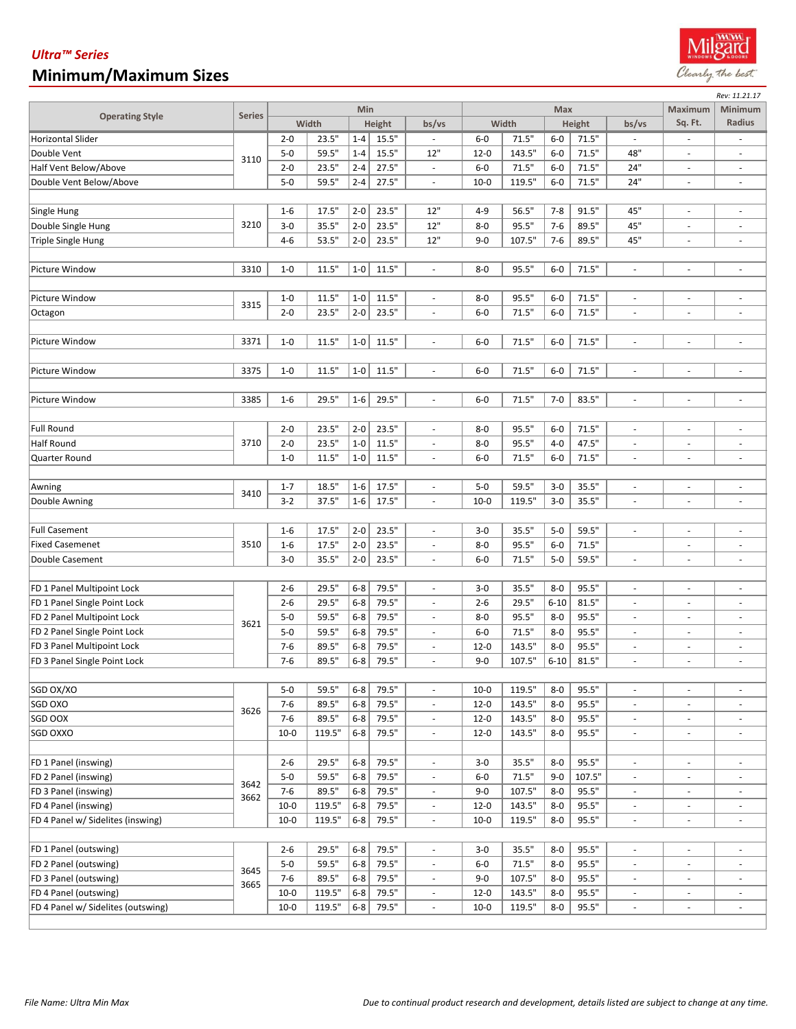*Ultra™ Series*

# Minimum/Maximum Sizes

*Rev: 11.21.17*

| Operating Style | Series | Min | | | | | Max | | | | | Maximum | Minimum |
|---|---|---|---|---|---|---|---|---|---|---|---|---|---|
| | | Width | | Height | | bs/vs | Width | | Height | | bs/vs | Sq. Ft. | Radius |
| Horizontal Slider | 3110 | 2-0 | 23.5" | 1-4 | 15.5" | - | 6-0 | 71.5" | 6-0 | 71.5" | - | - | - |
| Double Vent | 3110 | 5-0 | 59.5" | 1-4 | 15.5" | 12" | 12-0 | 143.5" | 6-0 | 71.5" | 48" | - | - |
| Half Vent Below/Above | 3110 | 2-0 | 23.5" | 2-4 | 27.5" | - | 6-0 | 71.5" | 6-0 | 71.5" | 24" | - | - |
| Double Vent Below/Above | 3110 | 5-0 | 59.5" | 2-4 | 27.5" | - | 10-0 | 119.5" | 6-0 | 71.5" | 24" | - | - |
| | | | | | | | | | | | | | |
| Single Hung | 3210 | 1-6 | 17.5" | 2-0 | 23.5" | 12" | 4-9 | 56.5" | 7-8 | 91.5" | 45" | - | - |
| Double Single Hung | 3210 | 3-0 | 35.5" | 2-0 | 23.5" | 12" | 8-0 | 95.5" | 7-6 | 89.5" | 45" | - | - |
| Triple Single Hung | 3210 | 4-6 | 53.5" | 2-0 | 23.5" | 12" | 9-0 | 107.5" | 7-6 | 89.5" | 45" | - | - |
| | | | | | | | | | | | | | |
| Picture Window | 3310 | 1-0 | 11.5" | 1-0 | 11.5" | - | 8-0 | 95.5" | 6-0 | 71.5" | - | - | - |
| | | | | | | | | | | | | | |
| Picture Window | 3315 | 1-0 | 11.5" | 1-0 | 11.5" | - | 8-0 | 95.5" | 6-0 | 71.5" | - | - | - |
| Octagon | 3315 | 2-0 | 23.5" | 2-0 | 23.5" | - | 6-0 | 71.5" | 6-0 | 71.5" | - | - | - |
| | | | | | | | | | | | | | |
| Picture Window | 3371 | 1-0 | 11.5" | 1-0 | 11.5" | - | 6-0 | 71.5" | 6-0 | 71.5" | - | - | - |
| | | | | | | | | | | | | | |
| Picture Window | 3375 | 1-0 | 11.5" | 1-0 | 11.5" | - | 6-0 | 71.5" | 6-0 | 71.5" | - | - | - |
| | | | | | | | | | | | | | |
| Picture Window | 3385 | 1-6 | 29.5" | 1-6 | 29.5" | - | 6-0 | 71.5" | 7-0 | 83.5" | - | - | - |
| | | | | | | | | | | | | | |
| Full Round | 3710 | 2-0 | 23.5" | 2-0 | 23.5" | - | 8-0 | 95.5" | 6-0 | 71.5" | - | - | - |
| Half Round | 3710 | 2-0 | 23.5" | 1-0 | 11.5" | - | 8-0 | 95.5" | 4-0 | 47.5" | - | - | - |
| Quarter Round | 3710 | 1-0 | 11.5" | 1-0 | 11.5" | - | 6-0 | 71.5" | 6-0 | 71.5" | - | - | - |
| | | | | | | | | | | | | | |
| Awning | 3410 | 1-7 | 18.5" | 1-6 | 17.5" | - | 5-0 | 59.5" | 3-0 | 35.5" | - | - | - |
| Double Awning | 3410 | 3-2 | 37.5" | 1-6 | 17.5" | - | 10-0 | 119.5" | 3-0 | 35.5" | - | - | - |
| | | | | | | | | | | | | | |
| Full Casement | 3510 | 1-6 | 17.5" | 2-0 | 23.5" | - | 3-0 | 35.5" | 5-0 | 59.5" | - | - | - |
| Fixed Casemenet | 3510 | 1-6 | 17.5" | 2-0 | 23.5" | - | 8-0 | 95.5" | 6-0 | 71.5" | | - | - |
| Double Casement | 3510 | 3-0 | 35.5" | 2-0 | 23.5" | - | 6-0 | 71.5" | 5-0 | 59.5" | - | - | - |
| | | | | | | | | | | | | | |
| FD 1 Panel Multipoint Lock | 3621 | 2-6 | 29.5" | 6-8 | 79.5" | - | 3-0 | 35.5" | 8-0 | 95.5" | - | - | - |
| FD 1 Panel Single Point Lock | 3621 | 2-6 | 29.5" | 6-8 | 79.5" | - | 2-6 | 29.5" | 6-10 | 81.5" | - | - | - |
| FD 2 Panel Multipoint Lock | 3621 | 5-0 | 59.5" | 6-8 | 79.5" | - | 8-0 | 95.5" | 8-0 | 95.5" | - | - | - |
| FD 2 Panel Single Point Lock | 3621 | 5-0 | 59.5" | 6-8 | 79.5" | - | 6-0 | 71.5" | 8-0 | 95.5" | - | - | - |
| FD 3 Panel Multipoint Lock | 3621 | 7-6 | 89.5" | 6-8 | 79.5" | - | 12-0 | 143.5" | 8-0 | 95.5" | - | - | - |
| FD 3 Panel Single Point Lock | 3621 | 7-6 | 89.5" | 6-8 | 79.5" | - | 9-0 | 107.5" | 6-10 | 81.5" | - | - | - |
| | | | | | | | | | | | | | |
| SGD OX/XO | 3626 | 5-0 | 59.5" | 6-8 | 79.5" | - | 10-0 | 119.5" | 8-0 | 95.5" | - | - | - |
| SGD OXO | 3626 | 7-6 | 89.5" | 6-8 | 79.5" | - | 12-0 | 143.5" | 8-0 | 95.5" | - | - | - |
| SGD OOX | 3626 | 7-6 | 89.5" | 6-8 | 79.5" | - | 12-0 | 143.5" | 8-0 | 95.5" | - | - | - |
| SGD OXXO | 3626 | 10-0 | 119.5" | 6-8 | 79.5" | - | 12-0 | 143.5" | 8-0 | 95.5" | - | - | - |
| | | | | | | | | | | | | | |
| FD 1 Panel (inswing) | 3642 3662 | 2-6 | 29.5" | 6-8 | 79.5" | - | 3-0 | 35.5" | 8-0 | 95.5" | - | - | - |
| FD 2 Panel (inswing) | 3642 3662 | 5-0 | 59.5" | 6-8 | 79.5" | - | 6-0 | 71.5" | 9-0 | 107.5" | - | - | - |
| FD 3 Panel (inswing) | 3642 3662 | 7-6 | 89.5" | 6-8 | 79.5" | - | 9-0 | 107.5" | 8-0 | 95.5" | - | - | - |
| FD 4 Panel (inswing) | 3642 3662 | 10-0 | 119.5" | 6-8 | 79.5" | - | 12-0 | 143.5" | 8-0 | 95.5" | - | - | - |
| FD 4 Panel w/ Sidelites (inswing) | 3642 3662 | 10-0 | 119.5" | 6-8 | 79.5" | - | 10-0 | 119.5" | 8-0 | 95.5" | - | - | - |
| | | | | | | | | | | | | | |
| FD 1 Panel (outswing) | 3645 3665 | 2-6 | 29.5" | 6-8 | 79.5" | - | 3-0 | 35.5" | 8-0 | 95.5" | - | - | - |
| FD 2 Panel (outswing) | 3645 3665 | 5-0 | 59.5" | 6-8 | 79.5" | - | 6-0 | 71.5" | 8-0 | 95.5" | - | - | - |
| FD 3 Panel (outswing) | 3645 3665 | 7-6 | 89.5" | 6-8 | 79.5" | - | 9-0 | 107.5" | 8-0 | 95.5" | - | - | - |
| FD 4 Panel (outswing) | 3645 3665 | 10-0 | 119.5" | 6-8 | 79.5" | - | 12-0 | 143.5" | 8-0 | 95.5" | - | - | - |
| FD 4 Panel w/ Sidelites (outswing) | 3645 3665 | 10-0 | 119.5" | 6-8 | 79.5" | - | 10-0 | 119.5" | 8-0 | 95.5" | - | - | - |

*File Name: Ultra Min Max*

*Due to continual product research and development, details listed are subject to change at any time.*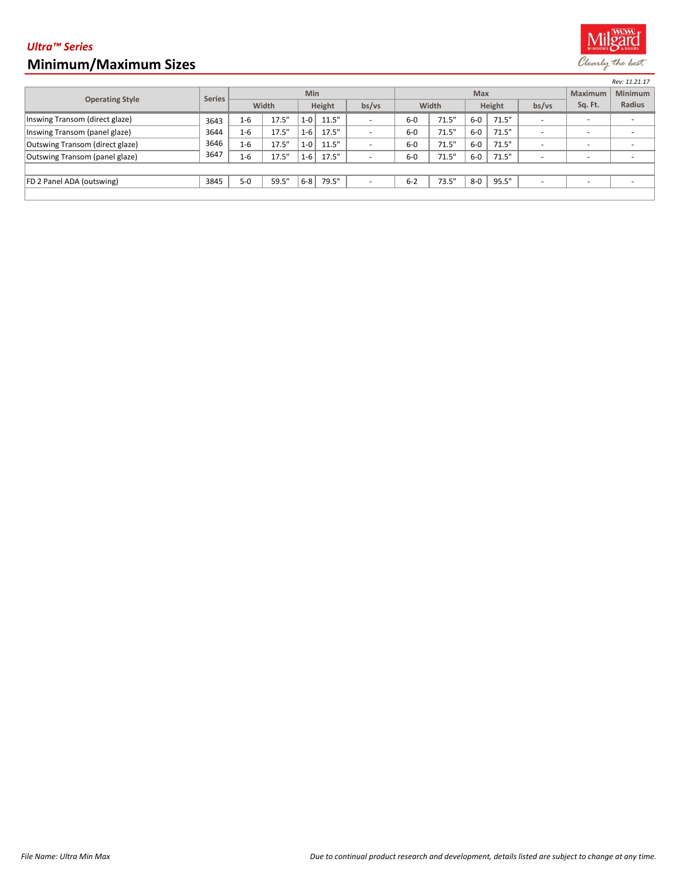*Ultra™ Series*

## Minimum/Maximum Sizes

*Rev: 11.21.17*

| Operating Style | Series | Min | | | | | Max | | | | | Maximum | Minimum |
|---|---|---|---|---|---|---|---|---|---|---|---|---|---|
| | | Width | | Height | | bs/vs | Width | | Height | | bs/vs | Sq. Ft. | Radius |
| Inswing Transom (direct glaze) | 3643 | 1-6 | 17.5" | 1-0 | 11.5" | - | 6-0 | 71.5" | 6-0 | 71.5" | - | - | - |
| Inswing Transom (panel glaze) | 3644 | 1-6 | 17.5" | 1-6 | 17.5" | - | 6-0 | 71.5" | 6-0 | 71.5" | - | - | - |
| Outswing Transom (direct glaze) | 3646 | 1-6 | 17.5" | 1-0 | 11.5" | - | 6-0 | 71.5" | 6-0 | 71.5" | - | - | - |
| Outswing Transom (panel glaze) | 3647 | 1-6 | 17.5" | 1-6 | 17.5" | - | 6-0 | 71.5" | 6-0 | 71.5" | - | - | - |
| | | | | | | | | | | | | | |
| FD 2 Panel ADA (outswing) | 3845 | 5-0 | 59.5" | 6-8 | 79.5" | - | 6-2 | 73.5" | 8-0 | 95.5" | - | - | - |

*File Name: Ultra Min Max*

*Due to continual product research and development, details listed are subject to change at any time.*